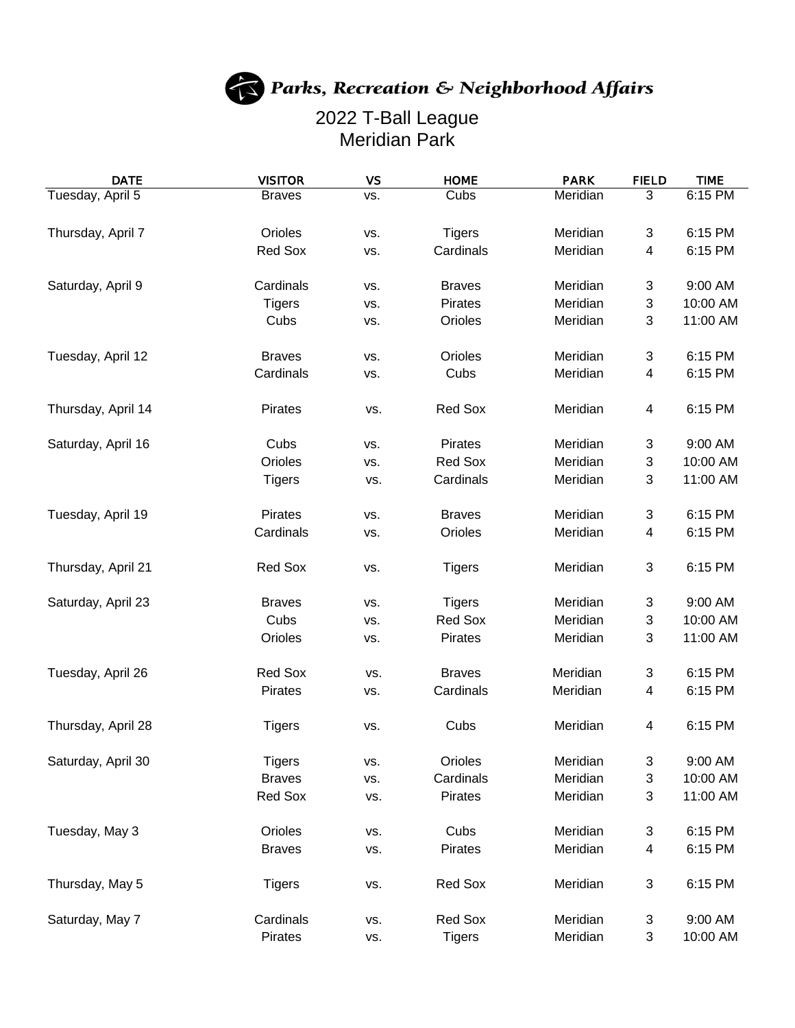Parks, Recreation & Neighborhood Affairs

# 2022 T-Ball League
## Meridian Park

| DATE | VISITOR | VS | HOME | PARK | FIELD | TIME |
|---|---|---|---|---|---|---|
| Tuesday, April 5 | Braves | vs. | Cubs | Meridian | 3 | 6:15 PM |
| Thursday, April 7 | Orioles | vs. | Tigers | Meridian | 3 | 6:15 PM |
| | Red Sox | vs. | Cardinals | Meridian | 4 | 6:15 PM |
| Saturday, April 9 | Cardinals | vs. | Braves | Meridian | 3 | 9:00 AM |
| | Tigers | vs. | Pirates | Meridian | 3 | 10:00 AM |
| | Cubs | vs. | Orioles | Meridian | 3 | 11:00 AM |
| Tuesday, April 12 | Braves | vs. | Orioles | Meridian | 3 | 6:15 PM |
| | Cardinals | vs. | Cubs | Meridian | 4 | 6:15 PM |
| Thursday, April 14 | Pirates | vs. | Red Sox | Meridian | 4 | 6:15 PM |
| Saturday, April 16 | Cubs | vs. | Pirates | Meridian | 3 | 9:00 AM |
| | Orioles | vs. | Red Sox | Meridian | 3 | 10:00 AM |
| | Tigers | vs. | Cardinals | Meridian | 3 | 11:00 AM |
| Tuesday, April 19 | Pirates | vs. | Braves | Meridian | 3 | 6:15 PM |
| | Cardinals | vs. | Orioles | Meridian | 4 | 6:15 PM |
| Thursday, April 21 | Red Sox | vs. | Tigers | Meridian | 3 | 6:15 PM |
| Saturday, April 23 | Braves | vs. | Tigers | Meridian | 3 | 9:00 AM |
| | Cubs | vs. | Red Sox | Meridian | 3 | 10:00 AM |
| | Orioles | vs. | Pirates | Meridian | 3 | 11:00 AM |
| Tuesday, April 26 | Red Sox | vs. | Braves | Meridian | 3 | 6:15 PM |
| | Pirates | vs. | Cardinals | Meridian | 4 | 6:15 PM |
| Thursday, April 28 | Tigers | vs. | Cubs | Meridian | 4 | 6:15 PM |
| Saturday, April 30 | Tigers | vs. | Orioles | Meridian | 3 | 9:00 AM |
| | Braves | vs. | Cardinals | Meridian | 3 | 10:00 AM |
| | Red Sox | vs. | Pirates | Meridian | 3 | 11:00 AM |
| Tuesday, May 3 | Orioles | vs. | Cubs | Meridian | 3 | 6:15 PM |
| | Braves | vs. | Pirates | Meridian | 4 | 6:15 PM |
| Thursday, May 5 | Tigers | vs. | Red Sox | Meridian | 3 | 6:15 PM |
| Saturday, May 7 | Cardinals | vs. | Red Sox | Meridian | 3 | 9:00 AM |
| | Pirates | vs. | Tigers | Meridian | 3 | 10:00 AM |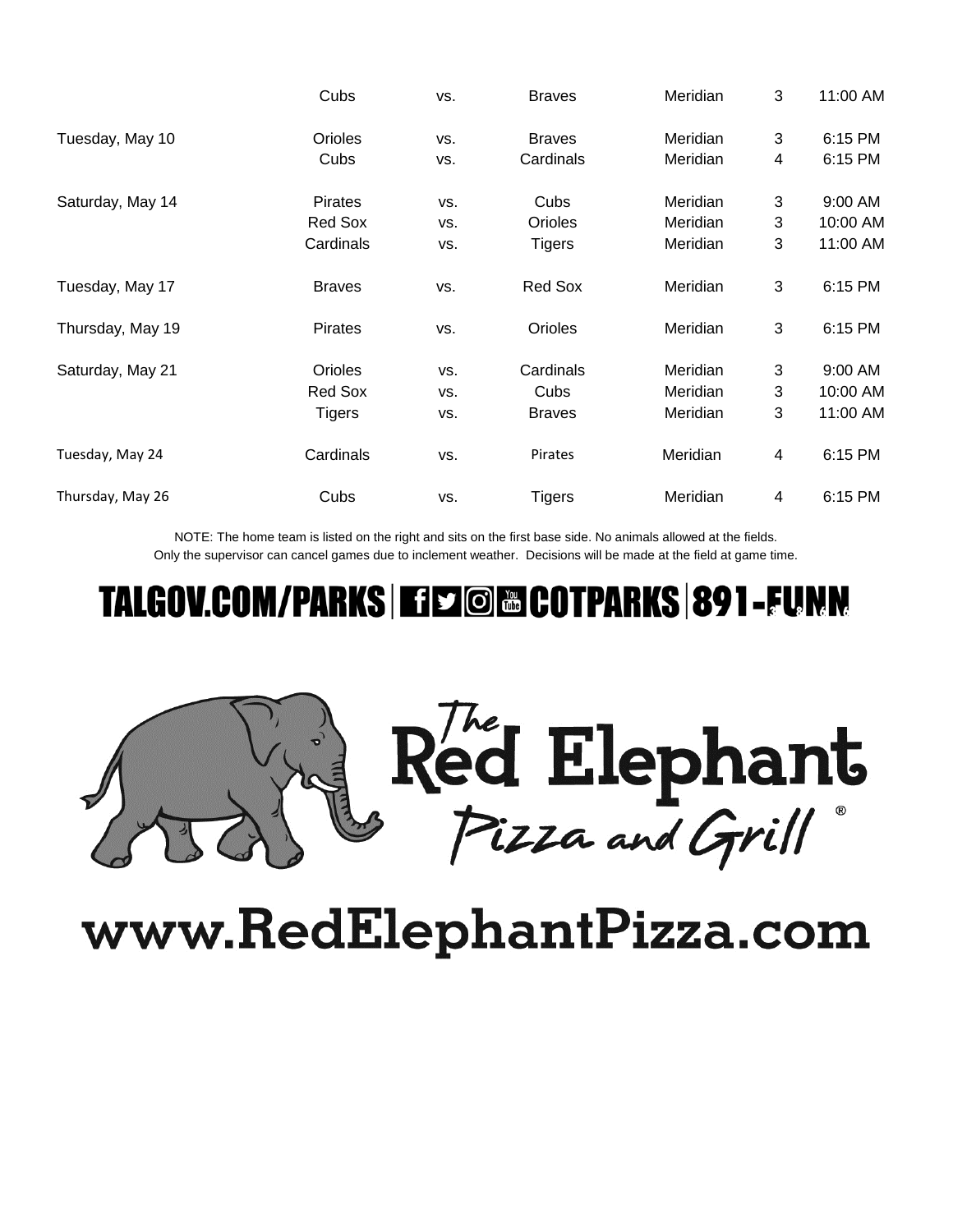| | | | | | | |
|---|---|---|---|---|---|---|
| | Cubs | vs. | Braves | Meridian | 3 | 11:00 AM |
| Tuesday, May 10 | Orioles | vs. | Braves | Meridian | 3 | 6:15 PM |
| | Cubs | vs. | Cardinals | Meridian | 4 | 6:15 PM |
| Saturday, May 14 | Pirates | vs. | Cubs | Meridian | 3 | 9:00 AM |
| | Red Sox | vs. | Orioles | Meridian | 3 | 10:00 AM |
| | Cardinals | vs. | Tigers | Meridian | 3 | 11:00 AM |
| Tuesday, May 17 | Braves | vs. | Red Sox | Meridian | 3 | 6:15 PM |
| Thursday, May 19 | Pirates | vs. | Orioles | Meridian | 3 | 6:15 PM |
| Saturday, May 21 | Orioles | vs. | Cardinals | Meridian | 3 | 9:00 AM |
| | Red Sox | vs. | Cubs | Meridian | 3 | 10:00 AM |
| | Tigers | vs. | Braves | Meridian | 3 | 11:00 AM |
| Tuesday, May 24 | Cardinals | vs. | Pirates | Meridian | 4 | 6:15 PM |
| Thursday, May 26 | Cubs | vs. | Tigers | Meridian | 4 | 6:15 PM |

NOTE: The home team is listed on the right and sits on the first base side. No animals allowed at the fields.
Only the supervisor can cancel games due to inclement weather. Decisions will be made at the field at game time.

**TALGOV.COM/PARKS | COTPARKS | 891-FUNN**

The Red Elephant Pizza and Grill®

www.RedElephantPizza.com